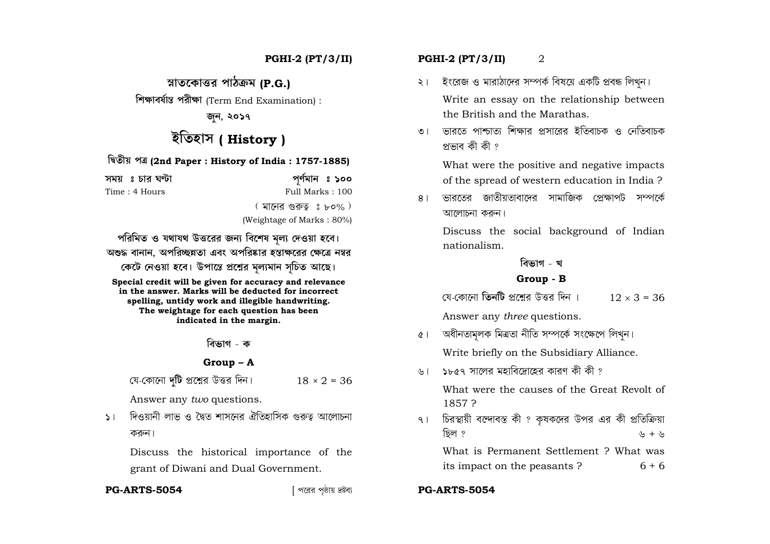# স্নাতকোত্তর পাঠক্রম (P.G.)

**শিক্ষাবর্ষান্ত পরীক্ষা** (Term End Examination) :

জুন, ২০১৭

# ইতিহাস ( History )

## দ্বিতীয় পত্র (2nd Paper : History of India : 1757-1885)

সময় ঃ চার ঘণ্টা — পূর্ণমান ঃ ১০০

Time : 4 Hours — Full Marks : 100

( মানের গুরুত্ব ঃ ৮০% )

(Weightage of Marks : 80%)

**পরিমিত ও যথাযথ উত্তরের জন্য বিশেষ মূল্য দেওয়া হবে। অশুদ্ধ বানান, অপরিচ্ছন্নতা এবং অপরিষ্কার হস্তাক্ষরের ক্ষেত্রে নম্বর কেটে নেওয়া হবে। উপান্তে প্রশ্নের মূল্যমান সূচিত আছে।**

**Special credit will be given for accuracy and relevance in the answer. Marks will be deducted for incorrect spelling, untidy work and illegible handwriting. The weightage for each question has been indicated in the margin.**

### বিভাগ - ক

### Group – A

যে-কোনো **দুটি** প্রশ্নের উত্তর দিন। $18 \times 2 = 36$

Answer any *two* questions.

১। দিওয়ানী লাভ ও দ্বৈত শাসনের ঐতিহাসিক গুরুত্ব আলোচনা করুন।

Discuss the historical importance of the grant of Diwani and Dual Government.

২। ইংরেজ ও মারাঠাদের সম্পর্ক বিষয়ে একটি প্রবন্ধ লিখুন।

Write an essay on the relationship between the British and the Marathas.

৩। ভারতে পাশ্চাত্য শিক্ষার প্রসারের ইতিবাচক ও নেতিবাচক প্রভাব কী কী ?

What were the positive and negative impacts of the spread of western education in India ?

৪। ভারতের জাতীয়তাবাদের সামাজিক প্রেক্ষাপট সম্পর্কে আলোচনা করুন।

Discuss the social background of Indian nationalism.

### বিভাগ - খ

### Group - B

যে-কোনো **তিনটি** প্রশ্নের উত্তর দিন। $12 \times 3 = 36$

Answer any *three* questions.

৫। অধীনতামূলক মিত্রতা নীতি সম্পর্কে সংক্ষেপে লিখুন।

Write briefly on the Subsidiary Alliance.

৬। ১৮৫৭ সালের মহাবিদ্রোহের কারণ কী কী ?

What were the causes of the Great Revolt of 1857 ?

৭। চিরস্থায়ী বন্দোবস্ত কী ? কৃষকদের উপর এর কী প্রতিক্রিয়া ছিল ? ৬ + ৬

What is Permanent Settlement ? What was its impact on the peasants ? 6 + 6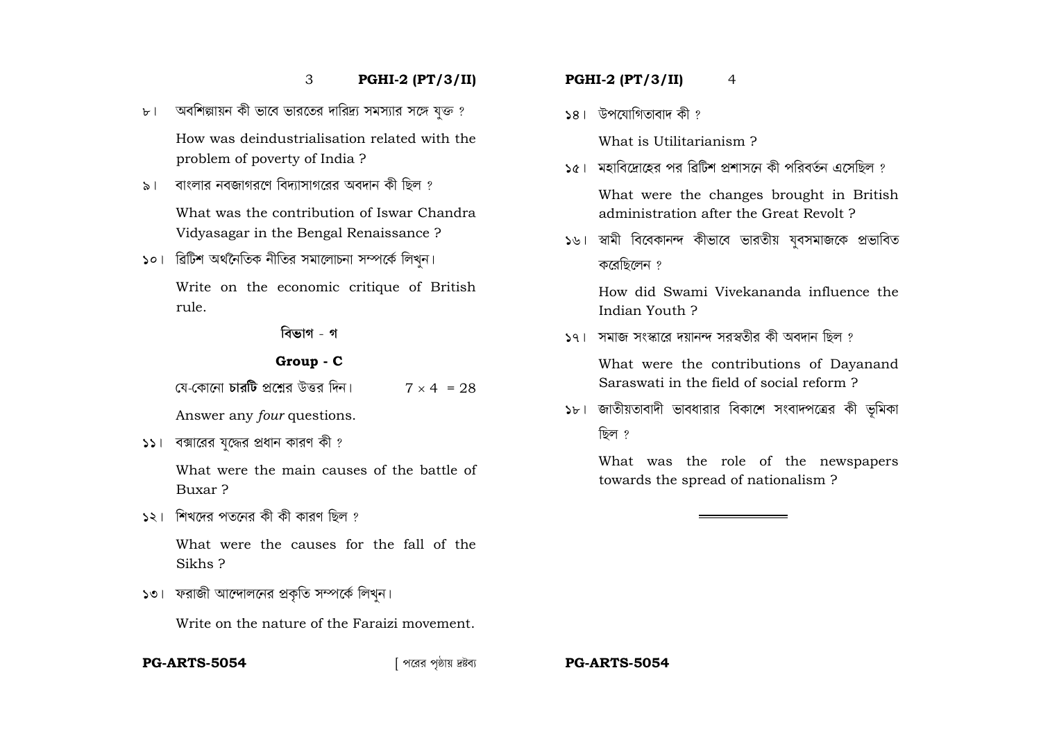৮। অবশিল্পায়ন কী ভাবে ভারতের দারিদ্র্য সমস্যার সঙ্গে যুক্ত ?

How was deindustrialisation related with the problem of poverty of India ?

৯। বাংলার নবজাগরণে বিদ্যাসাগরের অবদান কী ছিল ?

What was the contribution of Iswar Chandra Vidyasagar in the Bengal Renaissance ?

১০। ব্রিটিশ অর্থনৈতিক নীতির সমালোচনা সম্পর্কে লিখুন।

Write on the economic critique of British rule.

## বিভাগ - গ

## Group - C

যে-কোনো **চারটি** প্রশ্নের উত্তর দিন। $7 \times 4 = 28$

Answer any *four* questions.

১১। বক্সারের যুদ্ধের প্রধান কারণ কী ?

What were the main causes of the battle of Buxar ?

১২। শিখদের পতনের কী কী কারণ ছিল ?

What were the causes for the fall of the Sikhs ?

১৩। ফরাজী আন্দোলনের প্রকৃতি সম্পর্কে লিখুন।

Write on the nature of the Faraizi movement.

১৪। উপযোগিতাবাদ কী ?

What is Utilitarianism ?

১৫। মহাবিদ্রোহের পর ব্রিটিশ প্রশাসনে কী পরিবর্তন এসেছিল ?

What were the changes brought in British administration after the Great Revolt ?

১৬। স্বামী বিবেকানন্দ কীভাবে ভারতীয় যুবসমাজকে প্রভাবিত করেছিলেন ?

How did Swami Vivekananda influence the Indian Youth ?

১৭। সমাজ সংস্কারে দয়ানন্দ সরস্বতীর কী অবদান ছিল ?

What were the contributions of Dayanand Saraswati in the field of social reform ?

১৮। জাতীয়তাবাদী ভাবধারার বিকাশে সংবাদপত্রের কী ভূমিকা ছিল ?

What was the role of the newspapers towards the spread of nationalism ?